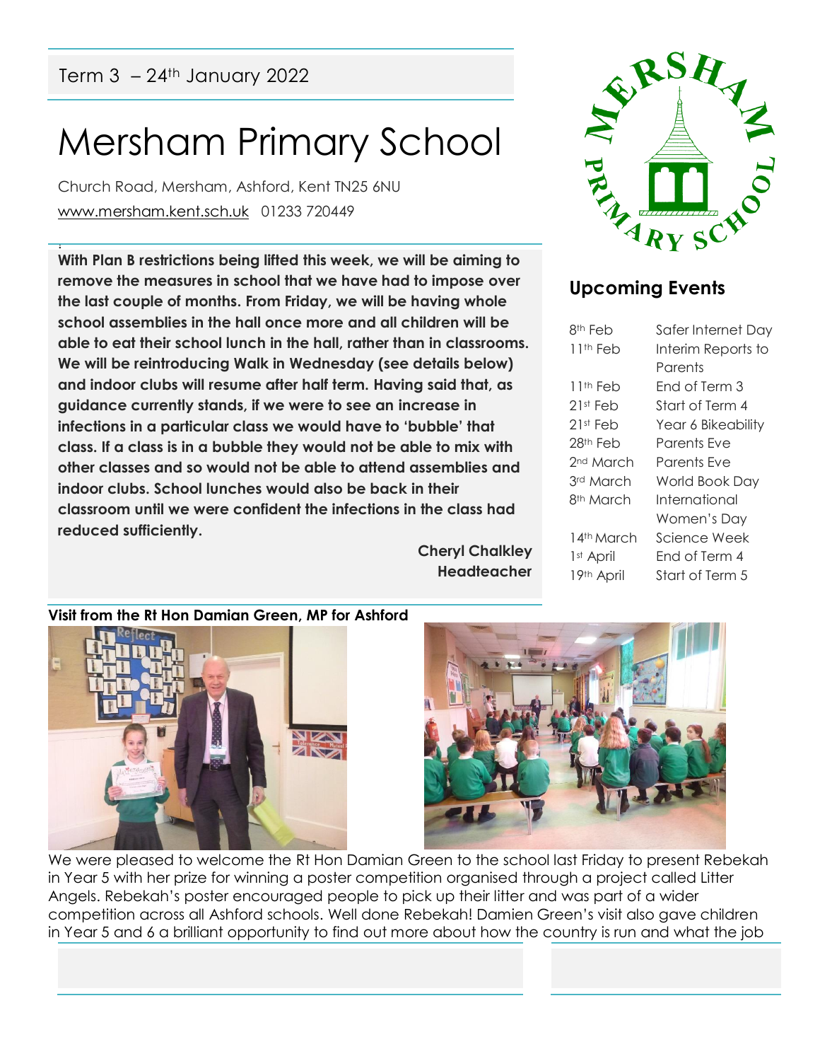Term 3 – 24th January 2022

# Mersham Primary School

Church Road, Mersham, Ashford, Kent TN25 6NU
www.mersham.kent.sch.uk 01233 720449

**With Plan B restrictions being lifted this week, we will be aiming to remove the measures in school that we have had to impose over the last couple of months. From Friday, we will be having whole school assemblies in the hall once more and all children will be able to eat their school lunch in the hall, rather than in classrooms. We will be reintroducing Walk in Wednesday (see details below) and indoor clubs will resume after half term. Having said that, as guidance currently stands, if we were to see an increase in infections in a particular class we would have to 'bubble' that class. If a class is in a bubble they would not be able to mix with other classes and so would not be able to attend assemblies and indoor clubs. School lunches would also be back in their classroom until we were confident the infections in the class had reduced sufficiently.**

**Cheryl Chalkley**
**Headteacher**

## Upcoming Events

| | |
|---|---|
| 8th Feb | Safer Internet Day |
| 11th Feb | Interim Reports to Parents |
| 11th Feb | End of Term 3 |
| 21st Feb | Start of Term 4 |
| 21st Feb | Year 6 Bikeability |
| 28th Feb | Parents Eve |
| 2nd March | Parents Eve |
| 3rd March | World Book Day |
| 8th March | International Women's Day |
| 14th March | Science Week |
| 1st April | End of Term 4 |
| 19th April | Start of Term 5 |

**Visit from the Rt Hon Damian Green, MP for Ashford**

We were pleased to welcome the Rt Hon Damian Green to the school last Friday to present Rebekah in Year 5 with her prize for winning a poster competition organised through a project called Litter Angels. Rebekah's poster encouraged people to pick up their litter and was part of a wider competition across all Ashford schools. Well done Rebekah! Damien Green's visit also gave children in Year 5 and 6 a brilliant opportunity to find out more about how the country is run and what the job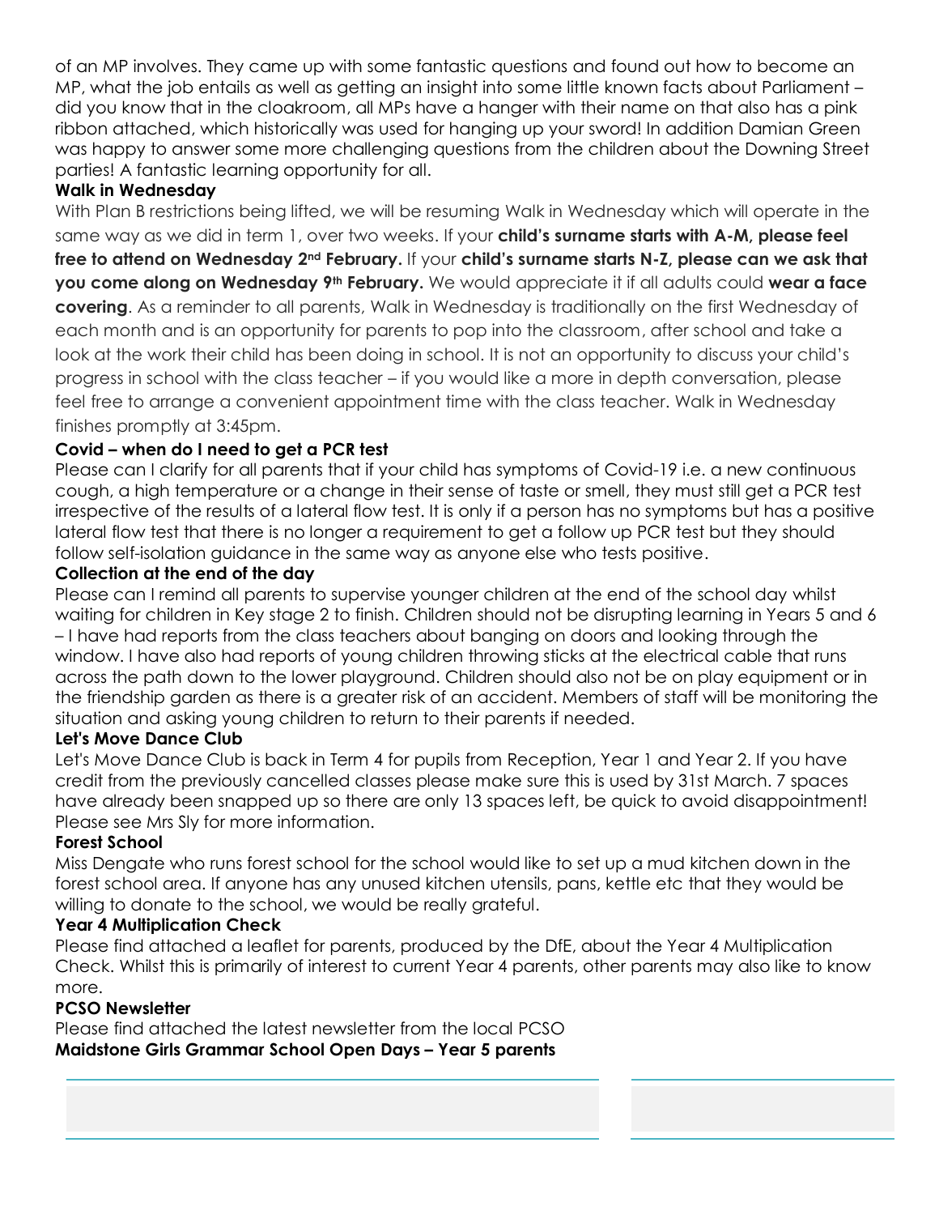of an MP involves. They came up with some fantastic questions and found out how to become an MP, what the job entails as well as getting an insight into some little known facts about Parliament – did you know that in the cloakroom, all MPs have a hanger with their name on that also has a pink ribbon attached, which historically was used for hanging up your sword! In addition Damian Green was happy to answer some more challenging questions from the children about the Downing Street parties! A fantastic learning opportunity for all.

**Walk in Wednesday**

With Plan B restrictions being lifted, we will be resuming Walk in Wednesday which will operate in the same way as we did in term 1, over two weeks. If your **child's surname starts with A-M, please feel free to attend on Wednesday 2nd February.** If your **child's surname starts N-Z, please can we ask that you come along on Wednesday 9th February.** We would appreciate it if all adults could **wear a face covering**. As a reminder to all parents, Walk in Wednesday is traditionally on the first Wednesday of each month and is an opportunity for parents to pop into the classroom, after school and take a look at the work their child has been doing in school. It is not an opportunity to discuss your child's progress in school with the class teacher – if you would like a more in depth conversation, please feel free to arrange a convenient appointment time with the class teacher. Walk in Wednesday finishes promptly at 3:45pm.

**Covid – when do I need to get a PCR test**

Please can I clarify for all parents that if your child has symptoms of Covid-19 i.e. a new continuous cough, a high temperature or a change in their sense of taste or smell, they must still get a PCR test irrespective of the results of a lateral flow test. It is only if a person has no symptoms but has a positive lateral flow test that there is no longer a requirement to get a follow up PCR test but they should follow self-isolation guidance in the same way as anyone else who tests positive.

**Collection at the end of the day**

Please can I remind all parents to supervise younger children at the end of the school day whilst waiting for children in Key stage 2 to finish. Children should not be disrupting learning in Years 5 and 6 – I have had reports from the class teachers about banging on doors and looking through the window. I have also had reports of young children throwing sticks at the electrical cable that runs across the path down to the lower playground. Children should also not be on play equipment or in the friendship garden as there is a greater risk of an accident. Members of staff will be monitoring the situation and asking young children to return to their parents if needed.

**Let's Move Dance Club**

Let's Move Dance Club is back in Term 4 for pupils from Reception, Year 1 and Year 2. If you have credit from the previously cancelled classes please make sure this is used by 31st March. 7 spaces have already been snapped up so there are only 13 spaces left, be quick to avoid disappointment! Please see Mrs Sly for more information.

**Forest School**

Miss Dengate who runs forest school for the school would like to set up a mud kitchen down in the forest school area. If anyone has any unused kitchen utensils, pans, kettle etc that they would be willing to donate to the school, we would be really grateful.

**Year 4 Multiplication Check**

Please find attached a leaflet for parents, produced by the DfE, about the Year 4 Multiplication Check. Whilst this is primarily of interest to current Year 4 parents, other parents may also like to know more.

**PCSO Newsletter**

Please find attached the latest newsletter from the local PCSO

**Maidstone Girls Grammar School Open Days – Year 5 parents**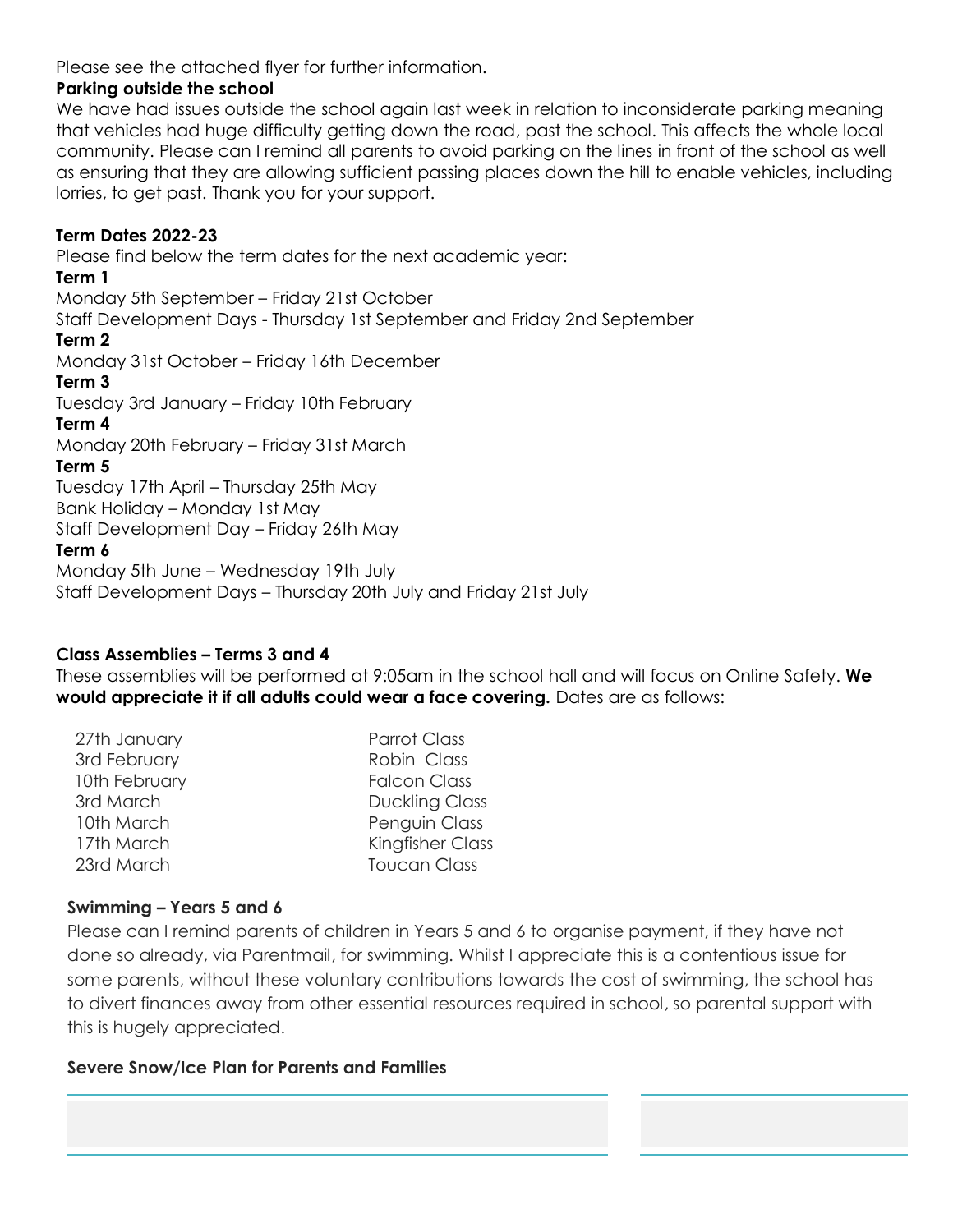Please see the attached flyer for further information.

**Parking outside the school**

We have had issues outside the school again last week in relation to inconsiderate parking meaning that vehicles had huge difficulty getting down the road, past the school. This affects the whole local community. Please can I remind all parents to avoid parking on the lines in front of the school as well as ensuring that they are allowing sufficient passing places down the hill to enable vehicles, including lorries, to get past. Thank you for your support.

**Term Dates 2022-23**

Please find below the term dates for the next academic year:

**Term 1**
Monday 5th September – Friday 21st October
Staff Development Days - Thursday 1st September and Friday 2nd September

**Term 2**
Monday 31st October – Friday 16th December

**Term 3**
Tuesday 3rd January – Friday 10th February

**Term 4**
Monday 20th February – Friday 31st March

**Term 5**
Tuesday 17th April – Thursday 25th May
Bank Holiday – Monday 1st May
Staff Development Day – Friday 26th May

**Term 6**
Monday 5th June – Wednesday 19th July
Staff Development Days – Thursday 20th July and Friday 21st July

**Class Assemblies – Terms 3 and 4**

These assemblies will be performed at 9:05am in the school hall and will focus on Online Safety. **We would appreciate it if all adults could wear a face covering.** Dates are as follows:

| | |
|---|---|
| 27th January | Parrot Class |
| 3rd February | Robin Class |
| 10th February | Falcon Class |
| 3rd March | Duckling Class |
| 10th March | Penguin Class |
| 17th March | Kingfisher Class |
| 23rd March | Toucan Class |

**Swimming – Years 5 and 6**

Please can I remind parents of children in Years 5 and 6 to organise payment, if they have not done so already, via Parentmail, for swimming. Whilst I appreciate this is a contentious issue for some parents, without these voluntary contributions towards the cost of swimming, the school has to divert finances away from other essential resources required in school, so parental support with this is hugely appreciated.

**Severe Snow/Ice Plan for Parents and Families**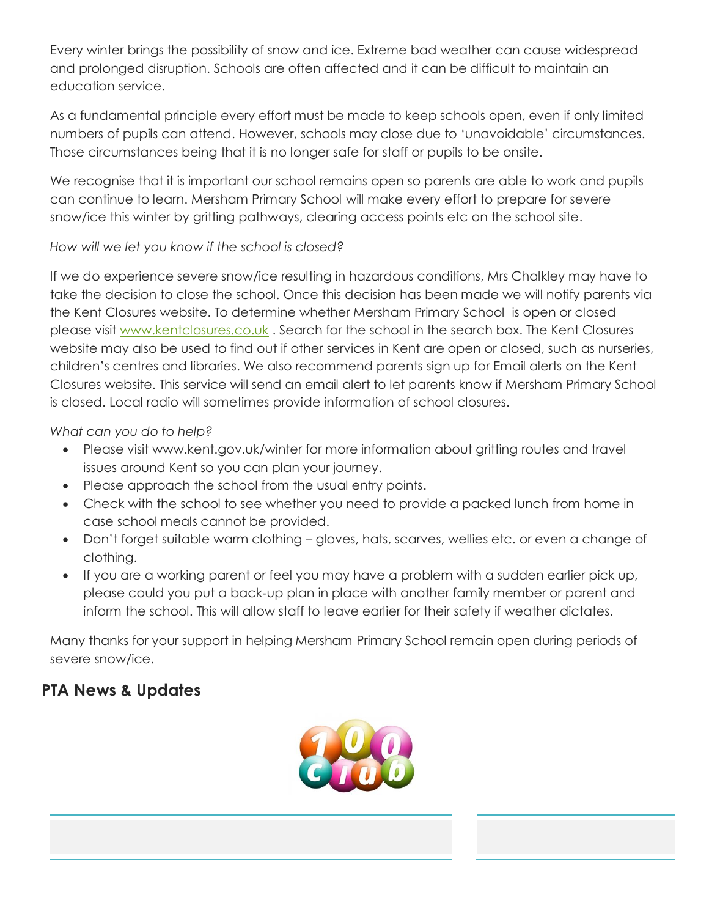Every winter brings the possibility of snow and ice. Extreme bad weather can cause widespread and prolonged disruption. Schools are often affected and it can be difficult to maintain an education service.

As a fundamental principle every effort must be made to keep schools open, even if only limited numbers of pupils can attend. However, schools may close due to 'unavoidable' circumstances. Those circumstances being that it is no longer safe for staff or pupils to be onsite.

We recognise that it is important our school remains open so parents are able to work and pupils can continue to learn. Mersham Primary School will make every effort to prepare for severe snow/ice this winter by gritting pathways, clearing access points etc on the school site.

*How will we let you know if the school is closed?*

If we do experience severe snow/ice resulting in hazardous conditions, Mrs Chalkley may have to take the decision to close the school. Once this decision has been made we will notify parents via the Kent Closures website. To determine whether Mersham Primary School is open or closed please visit [www.kentclosures.co.uk](http://www.kentclosures.co.uk) . Search for the school in the search box. The Kent Closures website may also be used to find out if other services in Kent are open or closed, such as nurseries, children's centres and libraries. We also recommend parents sign up for Email alerts on the Kent Closures website. This service will send an email alert to let parents know if Mersham Primary School is closed. Local radio will sometimes provide information of school closures.

*What can you do to help?*

- Please visit www.kent.gov.uk/winter for more information about gritting routes and travel issues around Kent so you can plan your journey.
- Please approach the school from the usual entry points.
- Check with the school to see whether you need to provide a packed lunch from home in case school meals cannot be provided.
- Don't forget suitable warm clothing – gloves, hats, scarves, wellies etc. or even a change of clothing.
- If you are a working parent or feel you may have a problem with a sudden earlier pick up, please could you put a back-up plan in place with another family member or parent and inform the school. This will allow staff to leave earlier for their safety if weather dictates.

Many thanks for your support in helping Mersham Primary School remain open during periods of severe snow/ice.

## PTA News & Updates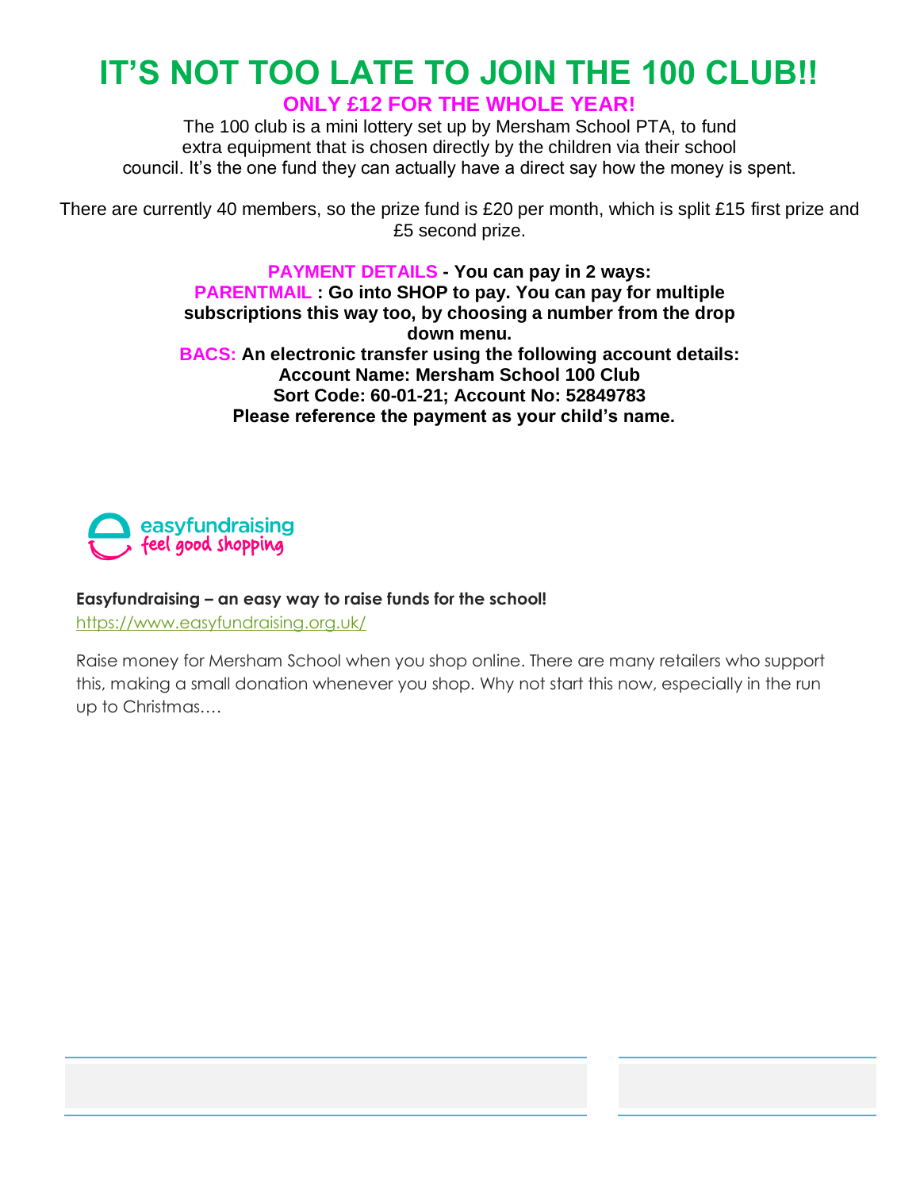# IT'S NOT TOO LATE TO JOIN THE 100 CLUB!!

**ONLY £12 FOR THE WHOLE YEAR!**

The 100 club is a mini lottery set up by Mersham School PTA, to fund extra equipment that is chosen directly by the children via their school council. It's the one fund they can actually have a direct say how the money is spent.

There are currently 40 members, so the prize fund is £20 per month, which is split £15 first prize and £5 second prize.

**PAYMENT DETAILS - You can pay in 2 ways:**

**PARENTMAIL : Go into SHOP to pay. You can pay for multiple subscriptions this way too, by choosing a number from the drop down menu.**

**BACS: An electronic transfer using the following account details:**
**Account Name: Mersham School 100 Club**
**Sort Code: 60-01-21; Account No: 52849783**
**Please reference the payment as your child's name.**

easyfundraising
feel good shopping

**Easyfundraising – an easy way to raise funds for the school!**

https://www.easyfundraising.org.uk/

Raise money for Mersham School when you shop online. There are many retailers who support this, making a small donation whenever you shop. Why not start this now, especially in the run up to Christmas….